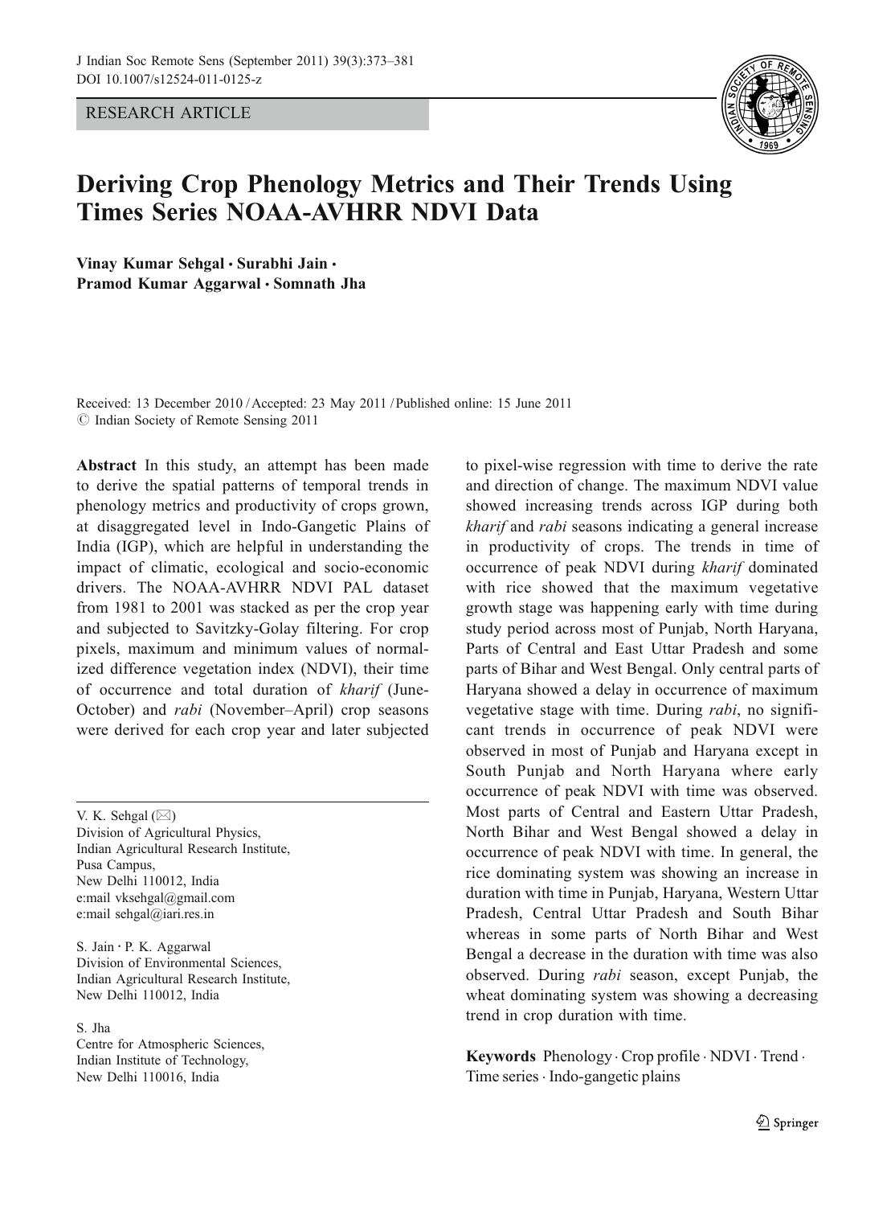RESEARCH ARTICLE

# Deriving Crop Phenology Metrics and Their Trends Using Times Series NOAA-AVHRR NDVI Data

**Vinay Kumar Sehgal · Surabhi Jain · Pramod Kumar Aggarwal · Somnath Jha**

Received: 13 December 2010 / Accepted: 23 May 2011 / Published online: 15 June 2011
© Indian Society of Remote Sensing 2011

**Abstract** In this study, an attempt has been made to derive the spatial patterns of temporal trends in phenology metrics and productivity of crops grown, at disaggregated level in Indo-Gangetic Plains of India (IGP), which are helpful in understanding the impact of climatic, ecological and socio-economic drivers. The NOAA-AVHRR NDVI PAL dataset from 1981 to 2001 was stacked as per the crop year and subjected to Savitzky-Golay filtering. For crop pixels, maximum and minimum values of normalized difference vegetation index (NDVI), their time of occurrence and total duration of *kharif* (June-October) and *rabi* (November–April) crop seasons were derived for each crop year and later subjected to pixel-wise regression with time to derive the rate and direction of change. The maximum NDVI value showed increasing trends across IGP during both *kharif* and *rabi* seasons indicating a general increase in productivity of crops. The trends in time of occurrence of peak NDVI during *kharif* dominated with rice showed that the maximum vegetative growth stage was happening early with time during study period across most of Punjab, North Haryana, Parts of Central and East Uttar Pradesh and some parts of Bihar and West Bengal. Only central parts of Haryana showed a delay in occurrence of maximum vegetative stage with time. During *rabi*, no significant trends in occurrence of peak NDVI were observed in most of Punjab and Haryana except in South Punjab and North Haryana where early occurrence of peak NDVI with time was observed. Most parts of Central and Eastern Uttar Pradesh, North Bihar and West Bengal showed a delay in occurrence of peak NDVI with time. In general, the rice dominating system was showing an increase in duration with time in Punjab, Haryana, Western Uttar Pradesh, Central Uttar Pradesh and South Bihar whereas in some parts of North Bihar and West Bengal a decrease in the duration with time was also observed. During *rabi* season, except Punjab, the wheat dominating system was showing a decreasing trend in crop duration with time.

**Keywords** Phenology · Crop profile · NDVI · Trend · Time series · Indo-gangetic plains

---

V. K. Sehgal (✉)
Division of Agricultural Physics,
Indian Agricultural Research Institute,
Pusa Campus,
New Delhi 110012, India
e:mail vksehgal@gmail.com
e:mail sehgal@iari.res.in

S. Jain · P. K. Aggarwal
Division of Environmental Sciences,
Indian Agricultural Research Institute,
New Delhi 110012, India

S. Jha
Centre for Atmospheric Sciences,
Indian Institute of Technology,
New Delhi 110016, India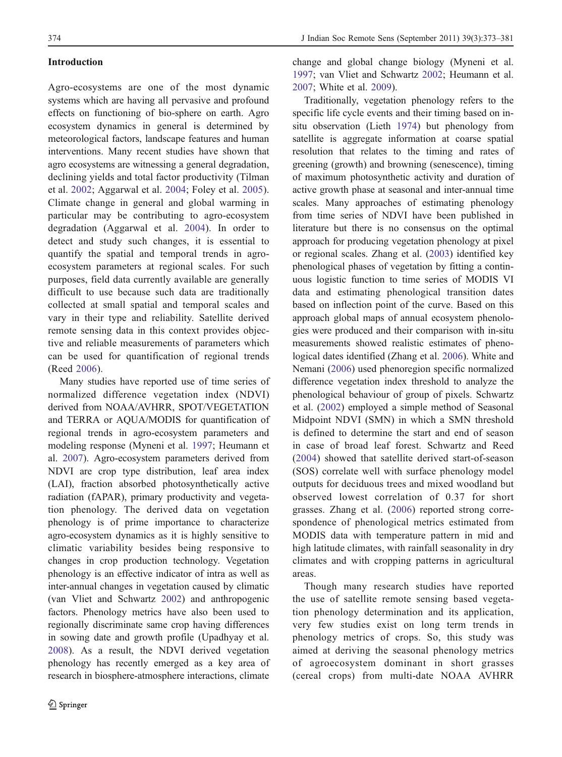## Introduction

Agro-ecosystems are one of the most dynamic systems which are having all pervasive and profound effects on functioning of bio-sphere on earth. Agro ecosystem dynamics in general is determined by meteorological factors, landscape features and human interventions. Many recent studies have shown that agro ecosystems are witnessing a general degradation, declining yields and total factor productivity (Tilman et al. 2002; Aggarwal et al. 2004; Foley et al. 2005). Climate change in general and global warming in particular may be contributing to agro-ecosystem degradation (Aggarwal et al. 2004). In order to detect and study such changes, it is essential to quantify the spatial and temporal trends in agro-ecosystem parameters at regional scales. For such purposes, field data currently available are generally difficult to use because such data are traditionally collected at small spatial and temporal scales and vary in their type and reliability. Satellite derived remote sensing data in this context provides objective and reliable measurements of parameters which can be used for quantification of regional trends (Reed 2006).

Many studies have reported use of time series of normalized difference vegetation index (NDVI) derived from NOAA/AVHRR, SPOT/VEGETATION and TERRA or AQUA/MODIS for quantification of regional trends in agro-ecosystem parameters and modeling response (Myneni et al. 1997; Heumann et al. 2007). Agro-ecosystem parameters derived from NDVI are crop type distribution, leaf area index (LAI), fraction absorbed photosynthetically active radiation (fAPAR), primary productivity and vegetation phenology. The derived data on vegetation phenology is of prime importance to characterize agro-ecosystem dynamics as it is highly sensitive to climatic variability besides being responsive to changes in crop production technology. Vegetation phenology is an effective indicator of intra as well as inter-annual changes in vegetation caused by climatic (van Vliet and Schwartz 2002) and anthropogenic factors. Phenology metrics have also been used to regionally discriminate same crop having differences in sowing date and growth profile (Upadhyay et al. 2008). As a result, the NDVI derived vegetation phenology has recently emerged as a key area of research in biosphere-atmosphere interactions, climate change and global change biology (Myneni et al. 1997; van Vliet and Schwartz 2002; Heumann et al. 2007; White et al. 2009).

Traditionally, vegetation phenology refers to the specific life cycle events and their timing based on in-situ observation (Lieth 1974) but phenology from satellite is aggregate information at coarse spatial resolution that relates to the timing and rates of greening (growth) and browning (senescence), timing of maximum photosynthetic activity and duration of active growth phase at seasonal and inter-annual time scales. Many approaches of estimating phenology from time series of NDVI have been published in literature but there is no consensus on the optimal approach for producing vegetation phenology at pixel or regional scales. Zhang et al. (2003) identified key phenological phases of vegetation by fitting a continuous logistic function to time series of MODIS VI data and estimating phenological transition dates based on inflection point of the curve. Based on this approach global maps of annual ecosystem phenologies were produced and their comparison with in-situ measurements showed realistic estimates of phenological dates identified (Zhang et al. 2006). White and Nemani (2006) used phenoregion specific normalized difference vegetation index threshold to analyze the phenological behaviour of group of pixels. Schwartz et al. (2002) employed a simple method of Seasonal Midpoint NDVI (SMN) in which a SMN threshold is defined to determine the start and end of season in case of broad leaf forest. Schwartz and Reed (2004) showed that satellite derived start-of-season (SOS) correlate well with surface phenology model outputs for deciduous trees and mixed woodland but observed lowest correlation of 0.37 for short grasses. Zhang et al. (2006) reported strong correspondence of phenological metrics estimated from MODIS data with temperature pattern in mid and high latitude climates, with rainfall seasonality in dry climates and with cropping patterns in agricultural areas.

Though many research studies have reported the use of satellite remote sensing based vegetation phenology determination and its application, very few studies exist on long term trends in phenology metrics of crops. So, this study was aimed at deriving the seasonal phenology metrics of agroecosystem dominant in short grasses (cereal crops) from multi-date NOAA AVHRR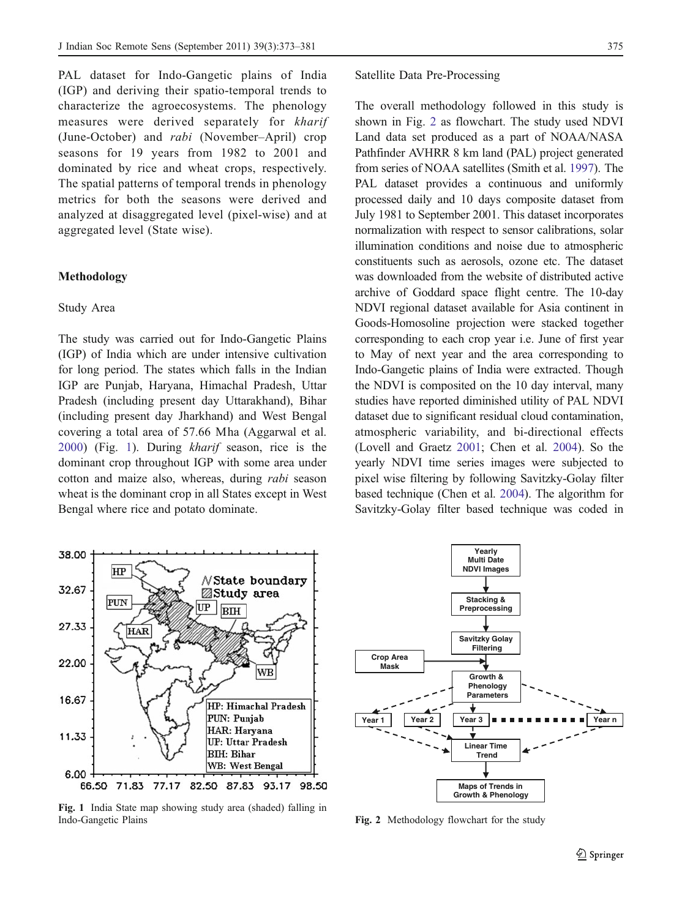PAL dataset for Indo-Gangetic plains of India (IGP) and deriving their spatio-temporal trends to characterize the agroecosystems. The phenology measures were derived separately for *kharif* (June-October) and *rabi* (November–April) crop seasons for 19 years from 1982 to 2001 and dominated by rice and wheat crops, respectively. The spatial patterns of temporal trends in phenology metrics for both the seasons were derived and analyzed at disaggregated level (pixel-wise) and at aggregated level (State wise).

## Methodology

### Study Area

The study was carried out for Indo-Gangetic Plains (IGP) of India which are under intensive cultivation for long period. The states which falls in the Indian IGP are Punjab, Haryana, Himachal Pradesh, Uttar Pradesh (including present day Uttarakhand), Bihar (including present day Jharkhand) and West Bengal covering a total area of 57.66 Mha (Aggarwal et al. 2000) (Fig. 1). During *kharif* season, rice is the dominant crop throughout IGP with some area under cotton and maize also, whereas, during *rabi* season wheat is the dominant crop in all States except in West Bengal where rice and potato dominate.

Fig. 1 India State map showing study area (shaded) falling in Indo-Gangetic Plains

### Satellite Data Pre-Processing

The overall methodology followed in this study is shown in Fig. 2 as flowchart. The study used NDVI Land data set produced as a part of NOAA/NASA Pathfinder AVHRR 8 km land (PAL) project generated from series of NOAA satellites (Smith et al. 1997). The PAL dataset provides a continuous and uniformly processed daily and 10 days composite dataset from July 1981 to September 2001. This dataset incorporates normalization with respect to sensor calibrations, solar illumination conditions and noise due to atmospheric constituents such as aerosols, ozone etc. The dataset was downloaded from the website of distributed active archive of Goddard space flight centre. The 10-day NDVI regional dataset available for Asia continent in Goods-Homosoline projection were stacked together corresponding to each crop year i.e. June of first year to May of next year and the area corresponding to Indo-Gangetic plains of India were extracted. Though the NDVI is composited on the 10 day interval, many studies have reported diminished utility of PAL NDVI dataset due to significant residual cloud contamination, atmospheric variability, and bi-directional effects (Lovell and Graetz 2001; Chen et al. 2004). So the yearly NDVI time series images were subjected to pixel wise filtering by following Savitzky-Golay filter based technique (Chen et al. 2004). The algorithm for Savitzky-Golay filter based technique was coded in

Fig. 2 Methodology flowchart for the study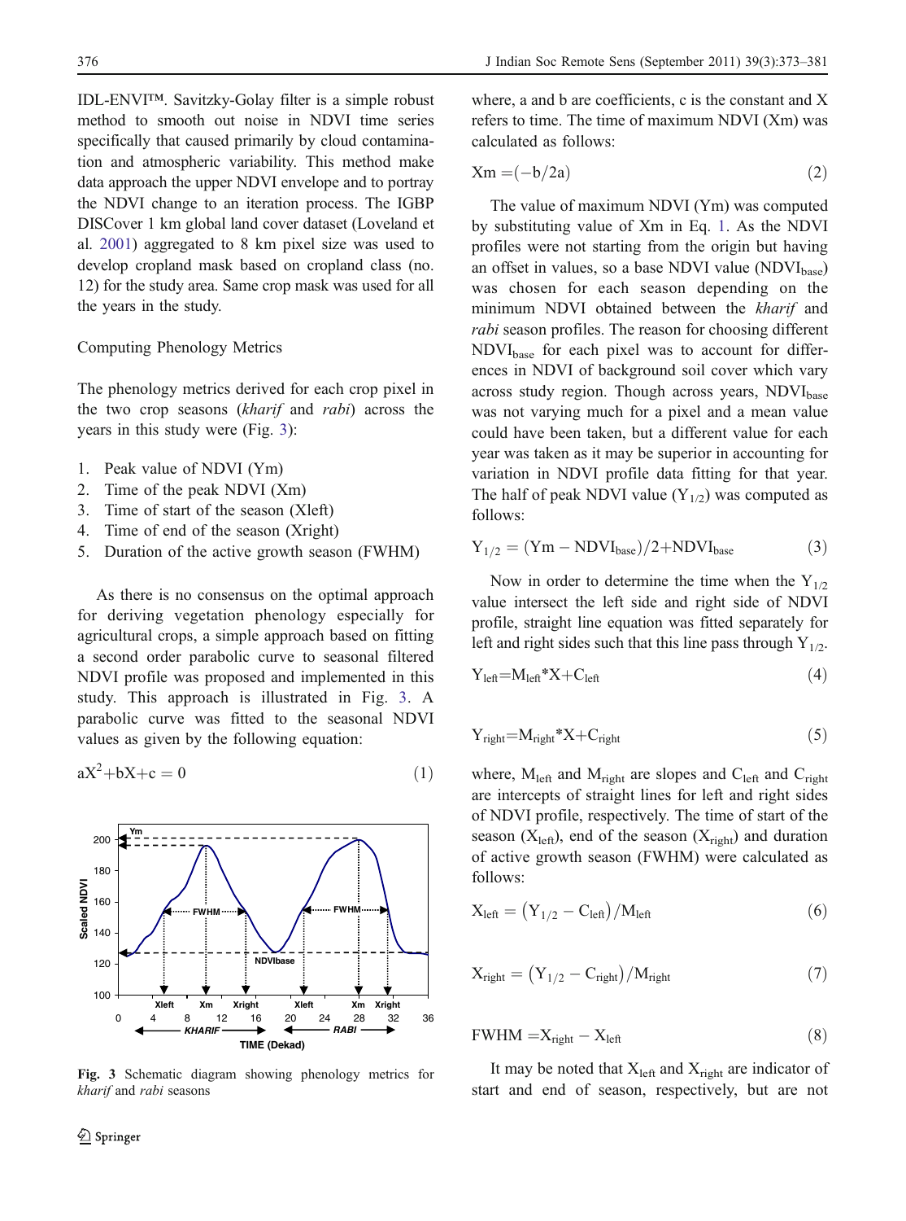IDL-ENVI™. Savitzky-Golay filter is a simple robust method to smooth out noise in NDVI time series specifically that caused primarily by cloud contamination and atmospheric variability. This method make data approach the upper NDVI envelope and to portray the NDVI change to an iteration process. The IGBP DISCover 1 km global land cover dataset (Loveland et al. 2001) aggregated to 8 km pixel size was used to develop cropland mask based on cropland class (no. 12) for the study area. Same crop mask was used for all the years in the study.

### Computing Phenology Metrics

The phenology metrics derived for each crop pixel in the two crop seasons (*kharif* and *rabi*) across the years in this study were (Fig. 3):

1. Peak value of NDVI (Ym)
2. Time of the peak NDVI (Xm)
3. Time of start of the season (Xleft)
4. Time of end of the season (Xright)
5. Duration of the active growth season (FWHM)

As there is no consensus on the optimal approach for deriving vegetation phenology especially for agricultural crops, a simple approach based on fitting a second order parabolic curve to seasonal filtered NDVI profile was proposed and implemented in this study. This approach is illustrated in Fig. 3. A parabolic curve was fitted to the seasonal NDVI values as given by the following equation:

$$aX^2+bX+c=0 \quad (1)$$

**Fig. 3** Schematic diagram showing phenology metrics for *kharif* and *rabi* seasons

where, a and b are coefficients, c is the constant and X refers to time. The time of maximum NDVI (Xm) was calculated as follows:

$$Xm=(-b/2a) \quad (2)$$

The value of maximum NDVI (Ym) was computed by substituting value of Xm in Eq. 1. As the NDVI profiles were not starting from the origin but having an offset in values, so a base NDVI value ($NDVI_{base}$) was chosen for each season depending on the minimum NDVI obtained between the *kharif* and *rabi* season profiles. The reason for choosing different $NDVI_{base}$ for each pixel was to account for differences in NDVI of background soil cover which vary across study region. Though across years, $NDVI_{base}$ was not varying much for a pixel and a mean value could have been taken, but a different value for each year was taken as it may be superior in accounting for variation in NDVI profile data fitting for that year. The half of peak NDVI value ($Y_{1/2}$) was computed as follows:

$$Y_{1/2}=(Ym-NDVI_{base})/2+NDVI_{base} \quad (3)$$

Now in order to determine the time when the $Y_{1/2}$ value intersect the left side and right side of NDVI profile, straight line equation was fitted separately for left and right sides such that this line pass through $Y_{1/2}$.

$$Y_{left}=M_{left}*X+C_{left} \quad (4)$$

$$Y_{right}=M_{right}*X+C_{right} \quad (5)$$

where, $M_{left}$ and $M_{right}$ are slopes and $C_{left}$ and $C_{right}$ are intercepts of straight lines for left and right sides of NDVI profile, respectively. The time of start of the season ($X_{left}$), end of the season ($X_{right}$) and duration of active growth season (FWHM) were calculated as follows:

$$X_{left}=\left(Y_{1/2}-C_{left}\right)/M_{left} \quad (6)$$

$$X_{right}=\left(Y_{1/2}-C_{right}\right)/M_{right} \quad (7)$$

$$FWHM=X_{right}-X_{left} \quad (8)$$

It may be noted that $X_{left}$ and $X_{right}$ are indicator of start and end of season, respectively, but are not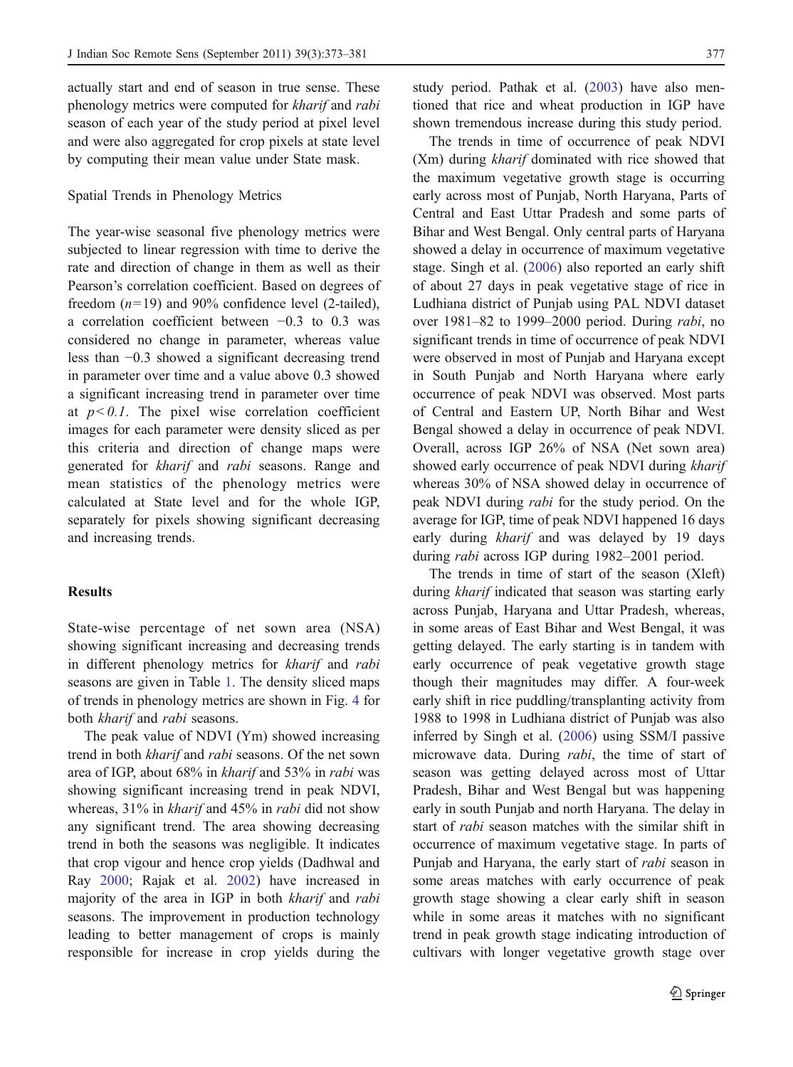actually start and end of season in true sense. These phenology metrics were computed for *kharif* and *rabi* season of each year of the study period at pixel level and were also aggregated for crop pixels at state level by computing their mean value under State mask.

### Spatial Trends in Phenology Metrics

The year-wise seasonal five phenology metrics were subjected to linear regression with time to derive the rate and direction of change in them as well as their Pearson's correlation coefficient. Based on degrees of freedom ($n=19$) and 90% confidence level (2-tailed), a correlation coefficient between −0.3 to 0.3 was considered no change in parameter, whereas value less than −0.3 showed a significant decreasing trend in parameter over time and a value above 0.3 showed a significant increasing trend in parameter over time at $p<0.1$. The pixel wise correlation coefficient images for each parameter were density sliced as per this criteria and direction of change maps were generated for *kharif* and *rabi* seasons. Range and mean statistics of the phenology metrics were calculated at State level and for the whole IGP, separately for pixels showing significant decreasing and increasing trends.

## Results

State-wise percentage of net sown area (NSA) showing significant increasing and decreasing trends in different phenology metrics for *kharif* and *rabi* seasons are given in Table 1. The density sliced maps of trends in phenology metrics are shown in Fig. 4 for both *kharif* and *rabi* seasons.

The peak value of NDVI (Ym) showed increasing trend in both *kharif* and *rabi* seasons. Of the net sown area of IGP, about 68% in *kharif* and 53% in *rabi* was showing significant increasing trend in peak NDVI, whereas, 31% in *kharif* and 45% in *rabi* did not show any significant trend. The area showing decreasing trend in both the seasons was negligible. It indicates that crop vigour and hence crop yields (Dadhwal and Ray 2000; Rajak et al. 2002) have increased in majority of the area in IGP in both *kharif* and *rabi* seasons. The improvement in production technology leading to better management of crops is mainly responsible for increase in crop yields during the study period. Pathak et al. (2003) have also mentioned that rice and wheat production in IGP have shown tremendous increase during this study period.

The trends in time of occurrence of peak NDVI (Xm) during *kharif* dominated with rice showed that the maximum vegetative growth stage is occurring early across most of Punjab, North Haryana, Parts of Central and East Uttar Pradesh and some parts of Bihar and West Bengal. Only central parts of Haryana showed a delay in occurrence of maximum vegetative stage. Singh et al. (2006) also reported an early shift of about 27 days in peak vegetative stage of rice in Ludhiana district of Punjab using PAL NDVI dataset over 1981–82 to 1999–2000 period. During *rabi*, no significant trends in time of occurrence of peak NDVI were observed in most of Punjab and Haryana except in South Punjab and North Haryana where early occurrence of peak NDVI was observed. Most parts of Central and Eastern UP, North Bihar and West Bengal showed a delay in occurrence of peak NDVI. Overall, across IGP 26% of NSA (Net sown area) showed early occurrence of peak NDVI during *kharif* whereas 30% of NSA showed delay in occurrence of peak NDVI during *rabi* for the study period. On the average for IGP, time of peak NDVI happened 16 days early during *kharif* and was delayed by 19 days during *rabi* across IGP during 1982–2001 period.

The trends in time of start of the season (Xleft) during *kharif* indicated that season was starting early across Punjab, Haryana and Uttar Pradesh, whereas, in some areas of East Bihar and West Bengal, it was getting delayed. The early starting is in tandem with early occurrence of peak vegetative growth stage though their magnitudes may differ. A four-week early shift in rice puddling/transplanting activity from 1988 to 1998 in Ludhiana district of Punjab was also inferred by Singh et al. (2006) using SSM/I passive microwave data. During *rabi*, the time of start of season was getting delayed across most of Uttar Pradesh, Bihar and West Bengal but was happening early in south Punjab and north Haryana. The delay in start of *rabi* season matches with the similar shift in occurrence of maximum vegetative stage. In parts of Punjab and Haryana, the early start of *rabi* season in some areas matches with early occurrence of peak growth stage showing a clear early shift in season while in some areas it matches with no significant trend in peak growth stage indicating introduction of cultivars with longer vegetative growth stage over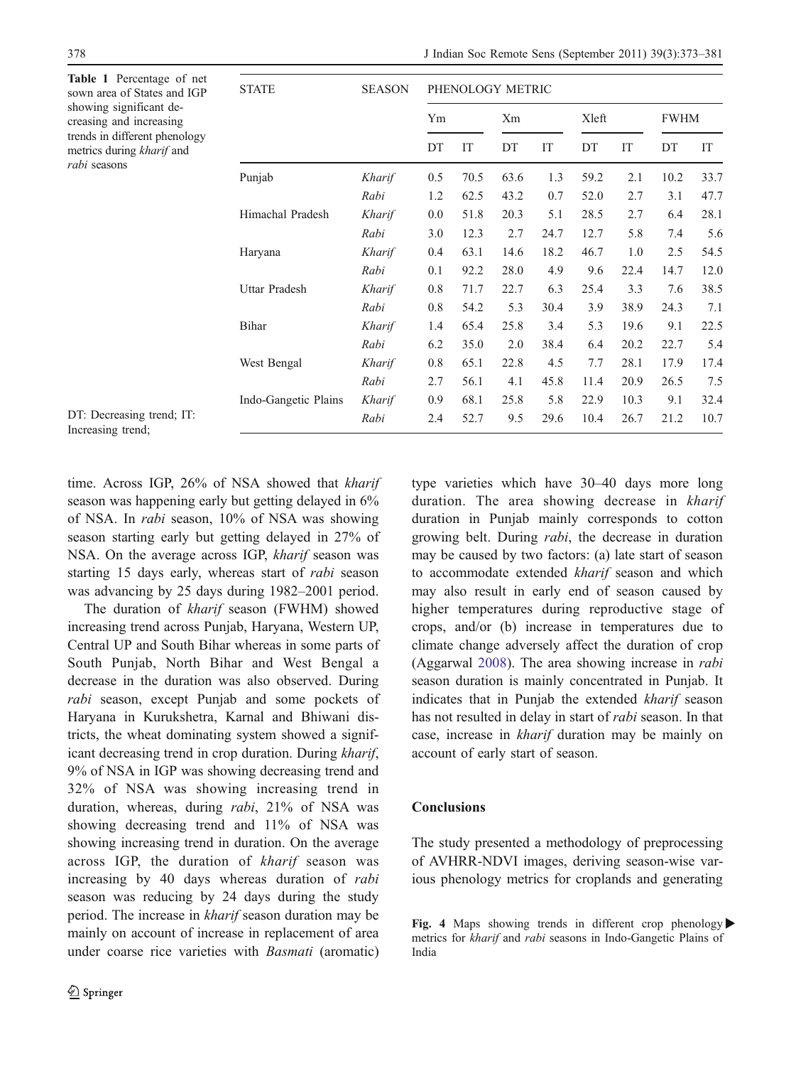Table 1 Percentage of net sown area of States and IGP showing significant decreasing and increasing trends in different phenology metrics during *kharif* and *rabi* seasons

| STATE | SEASON | PHENOLOGY METRIC | | | | | | | |
|---|---|---|---|---|---|---|---|---|---|
| | | Ym | | Xm | | Xleft | | FWHM | |
| | | DT | IT | DT | IT | DT | IT | DT | IT |
| Punjab | *Kharif* | 0.5 | 70.5 | 63.6 | 1.3 | 59.2 | 2.1 | 10.2 | 33.7 |
| | *Rabi* | 1.2 | 62.5 | 43.2 | 0.7 | 52.0 | 2.7 | 3.1 | 47.7 |
| Himachal Pradesh | *Kharif* | 0.0 | 51.8 | 20.3 | 5.1 | 28.5 | 2.7 | 6.4 | 28.1 |
| | *Rabi* | 3.0 | 12.3 | 2.7 | 24.7 | 12.7 | 5.8 | 7.4 | 5.6 |
| Haryana | *Kharif* | 0.4 | 63.1 | 14.6 | 18.2 | 46.7 | 1.0 | 2.5 | 54.5 |
| | *Rabi* | 0.1 | 92.2 | 28.0 | 4.9 | 9.6 | 22.4 | 14.7 | 12.0 |
| Uttar Pradesh | *Kharif* | 0.8 | 71.7 | 22.7 | 6.3 | 25.4 | 3.3 | 7.6 | 38.5 |
| | *Rabi* | 0.8 | 54.2 | 5.3 | 30.4 | 3.9 | 38.9 | 24.3 | 7.1 |
| Bihar | *Kharif* | 1.4 | 65.4 | 25.8 | 3.4 | 5.3 | 19.6 | 9.1 | 22.5 |
| | *Rabi* | 6.2 | 35.0 | 2.0 | 38.4 | 6.4 | 20.2 | 22.7 | 5.4 |
| West Bengal | *Kharif* | 0.8 | 65.1 | 22.8 | 4.5 | 7.7 | 28.1 | 17.9 | 17.4 |
| | *Rabi* | 2.7 | 56.1 | 4.1 | 45.8 | 11.4 | 20.9 | 26.5 | 7.5 |
| Indo-Gangetic Plains | *Kharif* | 0.9 | 68.1 | 25.8 | 5.8 | 22.9 | 10.3 | 9.1 | 32.4 |
| | *Rabi* | 2.4 | 52.7 | 9.5 | 29.6 | 10.4 | 26.7 | 21.2 | 10.7 |

DT: Decreasing trend; IT: Increasing trend;

time. Across IGP, 26% of NSA showed that *kharif* season was happening early but getting delayed in 6% of NSA. In *rabi* season, 10% of NSA was showing season starting early but getting delayed in 27% of NSA. On the average across IGP, *kharif* season was starting 15 days early, whereas start of *rabi* season was advancing by 25 days during 1982–2001 period.

The duration of *kharif* season (FWHM) showed increasing trend across Punjab, Haryana, Western UP, Central UP and South Bihar whereas in some parts of South Punjab, North Bihar and West Bengal a decrease in the duration was also observed. During *rabi* season, except Punjab and some pockets of Haryana in Kurukshetra, Karnal and Bhiwani districts, the wheat dominating system showed a significant decreasing trend in crop duration. During *kharif*, 9% of NSA in IGP was showing decreasing trend and 32% of NSA was showing increasing trend in duration, whereas, during *rabi*, 21% of NSA was showing decreasing trend and 11% of NSA was showing increasing trend in duration. On the average across IGP, the duration of *kharif* season was increasing by 40 days whereas duration of *rabi* season was reducing by 24 days during the study period. The increase in *kharif* season duration may be mainly on account of increase in replacement of area under coarse rice varieties with *Basmati* (aromatic) type varieties which have 30–40 days more long duration. The area showing decrease in *kharif* duration in Punjab mainly corresponds to cotton growing belt. During *rabi*, the decrease in duration may be caused by two factors: (a) late start of season to accommodate extended *kharif* season and which may also result in early end of season caused by higher temperatures during reproductive stage of crops, and/or (b) increase in temperatures due to climate change adversely affect the duration of crop (Aggarwal 2008). The area showing increase in *rabi* season duration is mainly concentrated in Punjab. It indicates that in Punjab the extended *kharif* season has not resulted in delay in start of *rabi* season. In that case, increase in *kharif* duration may be mainly on account of early start of season.

## Conclusions

The study presented a methodology of preprocessing of AVHRR-NDVI images, deriving season-wise various phenology metrics for croplands and generating

**Fig. 4** Maps showing trends in different crop phenology metrics for *kharif* and *rabi* seasons in Indo-Gangetic Plains of India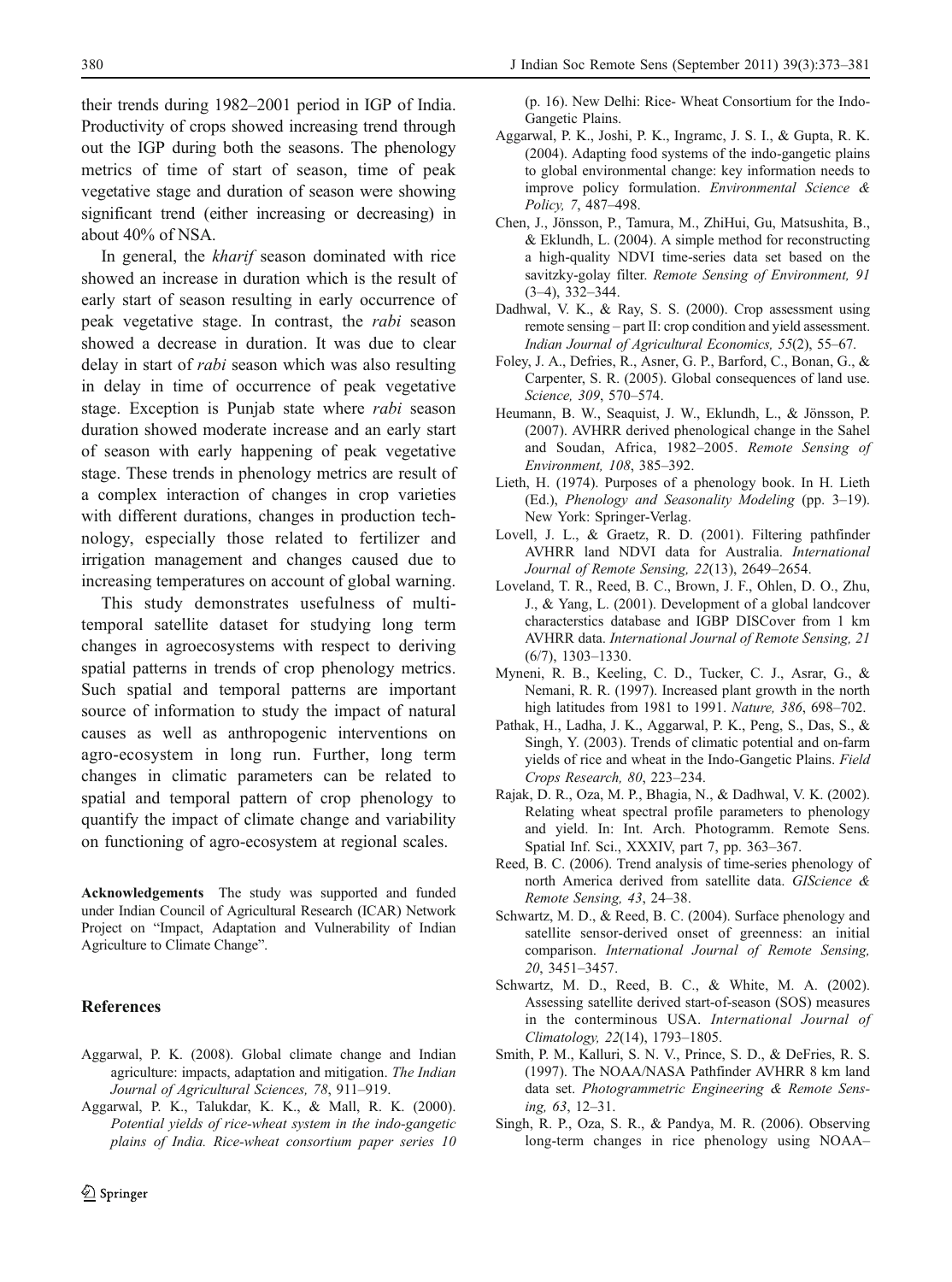their trends during 1982–2001 period in IGP of India. Productivity of crops showed increasing trend through out the IGP during both the seasons. The phenology metrics of time of start of season, time of peak vegetative stage and duration of season were showing significant trend (either increasing or decreasing) in about 40% of NSA.

In general, the *kharif* season dominated with rice showed an increase in duration which is the result of early start of season resulting in early occurrence of peak vegetative stage. In contrast, the *rabi* season showed a decrease in duration. It was due to clear delay in start of *rabi* season which was also resulting in delay in time of occurrence of peak vegetative stage. Exception is Punjab state where *rabi* season duration showed moderate increase and an early start of season with early happening of peak vegetative stage. These trends in phenology metrics are result of a complex interaction of changes in crop varieties with different durations, changes in production technology, especially those related to fertilizer and irrigation management and changes caused due to increasing temperatures on account of global warning.

This study demonstrates usefulness of multi-temporal satellite dataset for studying long term changes in agroecosystems with respect to deriving spatial patterns in trends of crop phenology metrics. Such spatial and temporal patterns are important source of information to study the impact of natural causes as well as anthropogenic interventions on agro-ecosystem in long run. Further, long term changes in climatic parameters can be related to spatial and temporal pattern of crop phenology to quantify the impact of climate change and variability on functioning of agro-ecosystem at regional scales.

**Acknowledgements** The study was supported and funded under Indian Council of Agricultural Research (ICAR) Network Project on "Impact, Adaptation and Vulnerability of Indian Agriculture to Climate Change".

## References

Aggarwal, P. K. (2008). Global climate change and Indian agriculture: impacts, adaptation and mitigation. *The Indian Journal of Agricultural Sciences, 78*, 911–919.

Aggarwal, P. K., Talukdar, K. K., & Mall, R. K. (2000). *Potential yields of rice-wheat system in the indo-gangetic plains of India. Rice-wheat consortium paper series 10* (p. 16). New Delhi: Rice- Wheat Consortium for the Indo-Gangetic Plains.

Aggarwal, P. K., Joshi, P. K., Ingramc, J. S. I., & Gupta, R. K. (2004). Adapting food systems of the indo-gangetic plains to global environmental change: key information needs to improve policy formulation. *Environmental Science & Policy, 7*, 487–498.

Chen, J., Jönsson, P., Tamura, M., ZhiHui, Gu, Matsushita, B., & Eklundh, L. (2004). A simple method for reconstructing a high-quality NDVI time-series data set based on the savitzky-golay filter. *Remote Sensing of Environment, 91* (3–4), 332–344.

Dadhwal, V. K., & Ray, S. S. (2000). Crop assessment using remote sensing – part II: crop condition and yield assessment. *Indian Journal of Agricultural Economics, 55*(2), 55–67.

Foley, J. A., Defries, R., Asner, G. P., Barford, C., Bonan, G., & Carpenter, S. R. (2005). Global consequences of land use. *Science, 309*, 570–574.

Heumann, B. W., Seaquist, J. W., Eklundh, L., & Jönsson, P. (2007). AVHRR derived phenological change in the Sahel and Soudan, Africa, 1982–2005. *Remote Sensing of Environment, 108*, 385–392.

Lieth, H. (1974). Purposes of a phenology book. In H. Lieth (Ed.), *Phenology and Seasonality Modeling* (pp. 3–19). New York: Springer-Verlag.

Lovell, J. L., & Graetz, R. D. (2001). Filtering pathfinder AVHRR land NDVI data for Australia. *International Journal of Remote Sensing, 22*(13), 2649–2654.

Loveland, T. R., Reed, B. C., Brown, J. F., Ohlen, D. O., Zhu, J., & Yang, L. (2001). Development of a global landcover characterstics database and IGBP DISCover from 1 km AVHRR data. *International Journal of Remote Sensing, 21* (6/7), 1303–1330.

Myneni, R. B., Keeling, C. D., Tucker, C. J., Asrar, G., & Nemani, R. R. (1997). Increased plant growth in the north high latitudes from 1981 to 1991. *Nature, 386*, 698–702.

Pathak, H., Ladha, J. K., Aggarwal, P. K., Peng, S., Das, S., & Singh, Y. (2003). Trends of climatic potential and on-farm yields of rice and wheat in the Indo-Gangetic Plains. *Field Crops Research, 80*, 223–234.

Rajak, D. R., Oza, M. P., Bhagia, N., & Dadhwal, V. K. (2002). Relating wheat spectral profile parameters to phenology and yield. In: Int. Arch. Photogramm. Remote Sens. Spatial Inf. Sci., XXXIV, part 7, pp. 363–367.

Reed, B. C. (2006). Trend analysis of time-series phenology of north America derived from satellite data. *GIScience & Remote Sensing, 43*, 24–38.

Schwartz, M. D., & Reed, B. C. (2004). Surface phenology and satellite sensor-derived onset of greenness: an initial comparison. *International Journal of Remote Sensing, 20*, 3451–3457.

Schwartz, M. D., Reed, B. C., & White, M. A. (2002). Assessing satellite derived start-of-season (SOS) measures in the conterminous USA. *International Journal of Climatology, 22*(14), 1793–1805.

Smith, P. M., Kalluri, S. N. V., Prince, S. D., & DeFries, R. S. (1997). The NOAA/NASA Pathfinder AVHRR 8 km land data set. *Photogrammetric Engineering & Remote Sensing, 63*, 12–31.

Singh, R. P., Oza, S. R., & Pandya, M. R. (2006). Observing long-term changes in rice phenology using NOAA–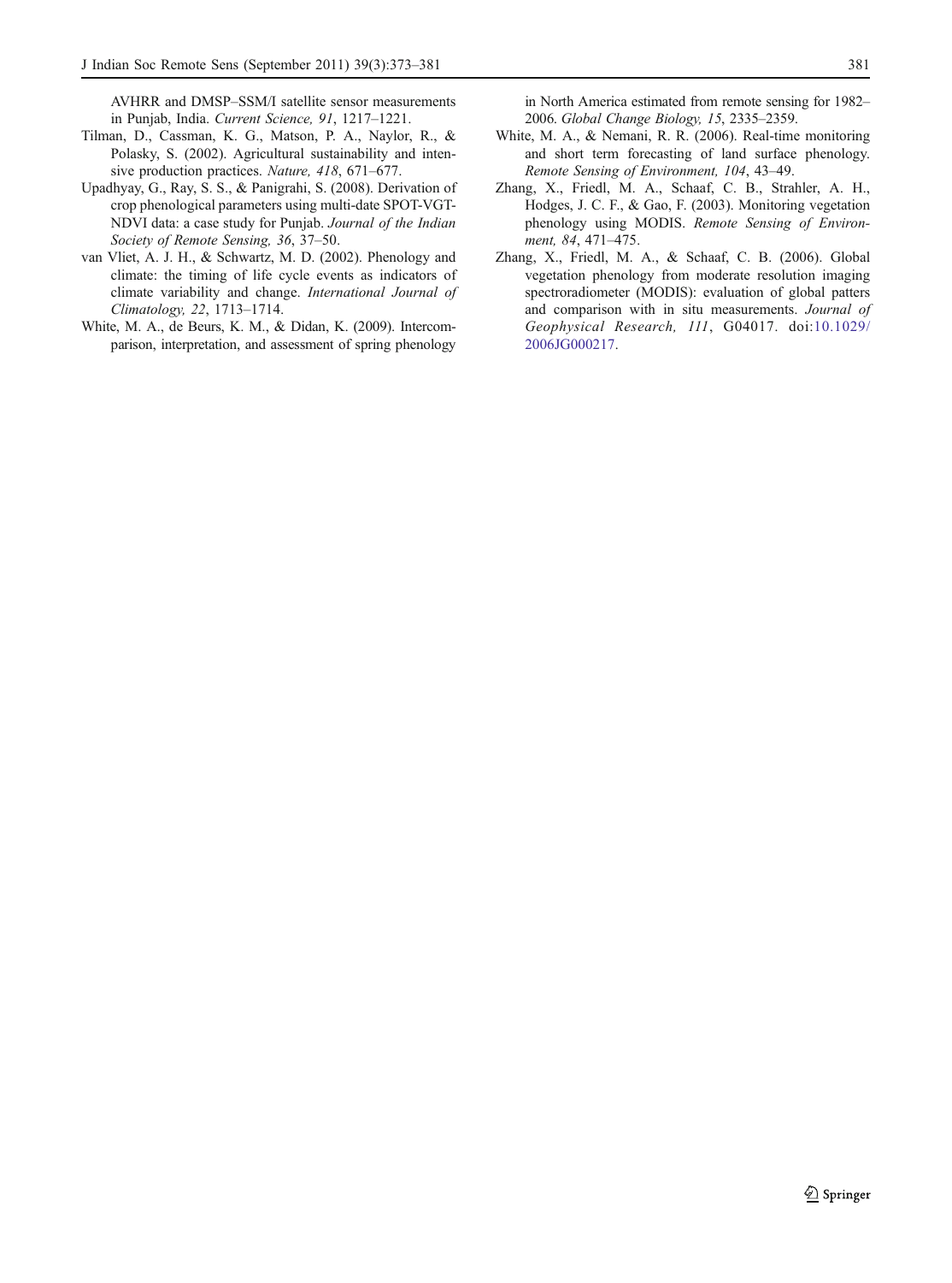AVHRR and DMSP–SSM/I satellite sensor measurements in Punjab, India. *Current Science, 91*, 1217–1221.

Tilman, D., Cassman, K. G., Matson, P. A., Naylor, R., & Polasky, S. (2002). Agricultural sustainability and intensive production practices. *Nature, 418*, 671–677.

Upadhyay, G., Ray, S. S., & Panigrahi, S. (2008). Derivation of crop phenological parameters using multi-date SPOT-VGT-NDVI data: a case study for Punjab. *Journal of the Indian Society of Remote Sensing, 36*, 37–50.

van Vliet, A. J. H., & Schwartz, M. D. (2002). Phenology and climate: the timing of life cycle events as indicators of climate variability and change. *International Journal of Climatology, 22*, 1713–1714.

White, M. A., de Beurs, K. M., & Didan, K. (2009). Intercomparison, interpretation, and assessment of spring phenology in North America estimated from remote sensing for 1982–2006. *Global Change Biology, 15*, 2335–2359.

White, M. A., & Nemani, R. R. (2006). Real-time monitoring and short term forecasting of land surface phenology. *Remote Sensing of Environment, 104*, 43–49.

Zhang, X., Friedl, M. A., Schaaf, C. B., Strahler, A. H., Hodges, J. C. F., & Gao, F. (2003). Monitoring vegetation phenology using MODIS. *Remote Sensing of Environment, 84*, 471–475.

Zhang, X., Friedl, M. A., & Schaaf, C. B. (2006). Global vegetation phenology from moderate resolution imaging spectroradiometer (MODIS): evaluation of global patters and comparison with in situ measurements. *Journal of Geophysical Research, 111*, G04017. doi:10.1029/2006JG000217.